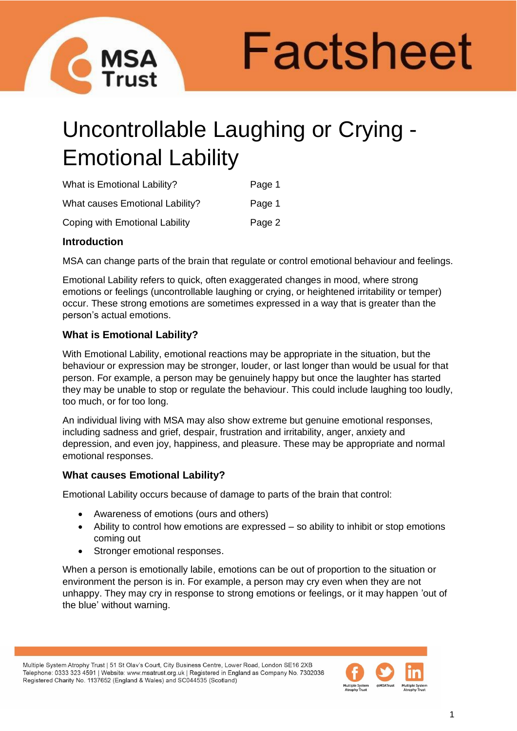Factsheet

# Uncontrollable Laughing or Crying - Emotional Lability

| | |
|---|---|
| What is Emotional Lability? | Page 1 |
| What causes Emotional Lability? | Page 1 |
| Coping with Emotional Lability | Page 2 |

## Introduction

MSA can change parts of the brain that regulate or control emotional behaviour and feelings.

Emotional Lability refers to quick, often exaggerated changes in mood, where strong emotions or feelings (uncontrollable laughing or crying, or heightened irritability or temper) occur. These strong emotions are sometimes expressed in a way that is greater than the person's actual emotions.

## What is Emotional Lability?

With Emotional Lability, emotional reactions may be appropriate in the situation, but the behaviour or expression may be stronger, louder, or last longer than would be usual for that person. For example, a person may be genuinely happy but once the laughter has started they may be unable to stop or regulate the behaviour. This could include laughing too loudly, too much, or for too long.

An individual living with MSA may also show extreme but genuine emotional responses, including sadness and grief, despair, frustration and irritability, anger, anxiety and depression, and even joy, happiness, and pleasure. These may be appropriate and normal emotional responses.

## What causes Emotional Lability?

Emotional Lability occurs because of damage to parts of the brain that control:

- Awareness of emotions (ours and others)
- Ability to control how emotions are expressed – so ability to inhibit or stop emotions coming out
- Stronger emotional responses.

When a person is emotionally labile, emotions can be out of proportion to the situation or environment the person is in. For example, a person may cry even when they are not unhappy. They may cry in response to strong emotions or feelings, or it may happen 'out of the blue' without warning.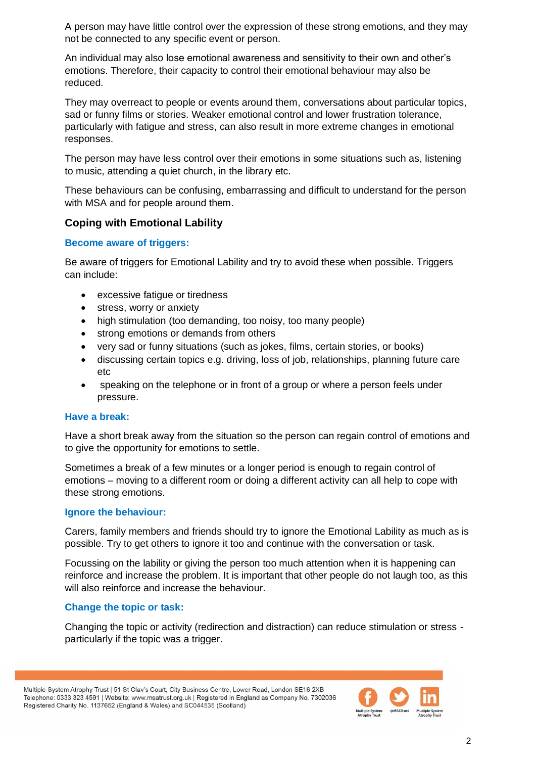A person may have little control over the expression of these strong emotions, and they may not be connected to any specific event or person.

An individual may also lose emotional awareness and sensitivity to their own and other's emotions. Therefore, their capacity to control their emotional behaviour may also be reduced.

They may overreact to people or events around them, conversations about particular topics, sad or funny films or stories. Weaker emotional control and lower frustration tolerance, particularly with fatigue and stress, can also result in more extreme changes in emotional responses.

The person may have less control over their emotions in some situations such as, listening to music, attending a quiet church, in the library etc.

These behaviours can be confusing, embarrassing and difficult to understand for the person with MSA and for people around them.

## Coping with Emotional Lability

### Become aware of triggers:

Be aware of triggers for Emotional Lability and try to avoid these when possible. Triggers can include:

- excessive fatigue or tiredness
- stress, worry or anxiety
- high stimulation (too demanding, too noisy, too many people)
- strong emotions or demands from others
- very sad or funny situations (such as jokes, films, certain stories, or books)
- discussing certain topics e.g. driving, loss of job, relationships, planning future care etc
- speaking on the telephone or in front of a group or where a person feels under pressure.

### Have a break:

Have a short break away from the situation so the person can regain control of emotions and to give the opportunity for emotions to settle.

Sometimes a break of a few minutes or a longer period is enough to regain control of emotions – moving to a different room or doing a different activity can all help to cope with these strong emotions.

### Ignore the behaviour:

Carers, family members and friends should try to ignore the Emotional Lability as much as is possible. Try to get others to ignore it too and continue with the conversation or task.

Focussing on the lability or giving the person too much attention when it is happening can reinforce and increase the problem. It is important that other people do not laugh too, as this will also reinforce and increase the behaviour.

### Change the topic or task:

Changing the topic or activity (redirection and distraction) can reduce stimulation or stress - particularly if the topic was a trigger.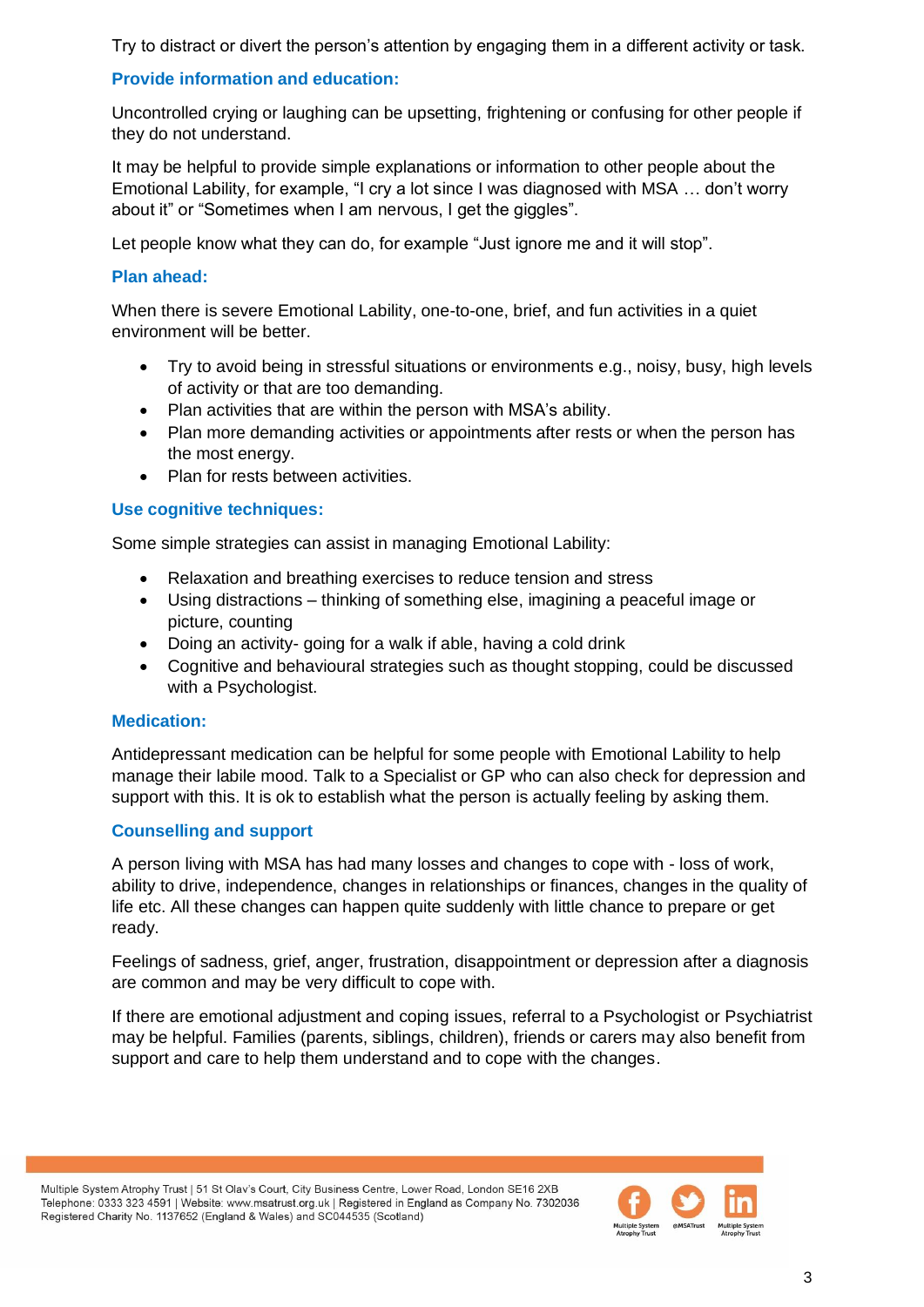Try to distract or divert the person's attention by engaging them in a different activity or task.

### Provide information and education:

Uncontrolled crying or laughing can be upsetting, frightening or confusing for other people if they do not understand.

It may be helpful to provide simple explanations or information to other people about the Emotional Lability, for example, "I cry a lot since I was diagnosed with MSA … don't worry about it" or "Sometimes when I am nervous, I get the giggles".

Let people know what they can do, for example "Just ignore me and it will stop".

### Plan ahead:

When there is severe Emotional Lability, one-to-one, brief, and fun activities in a quiet environment will be better.

- Try to avoid being in stressful situations or environments e.g., noisy, busy, high levels of activity or that are too demanding.
- Plan activities that are within the person with MSA's ability.
- Plan more demanding activities or appointments after rests or when the person has the most energy.
- Plan for rests between activities.

### Use cognitive techniques:

Some simple strategies can assist in managing Emotional Lability:

- Relaxation and breathing exercises to reduce tension and stress
- Using distractions – thinking of something else, imagining a peaceful image or picture, counting
- Doing an activity- going for a walk if able, having a cold drink
- Cognitive and behavioural strategies such as thought stopping, could be discussed with a Psychologist.

### Medication:

Antidepressant medication can be helpful for some people with Emotional Lability to help manage their labile mood. Talk to a Specialist or GP who can also check for depression and support with this. It is ok to establish what the person is actually feeling by asking them.

### Counselling and support

A person living with MSA has had many losses and changes to cope with - loss of work, ability to drive, independence, changes in relationships or finances, changes in the quality of life etc. All these changes can happen quite suddenly with little chance to prepare or get ready.

Feelings of sadness, grief, anger, frustration, disappointment or depression after a diagnosis are common and may be very difficult to cope with.

If there are emotional adjustment and coping issues, referral to a Psychologist or Psychiatrist may be helpful. Families (parents, siblings, children), friends or carers may also benefit from support and care to help them understand and to cope with the changes.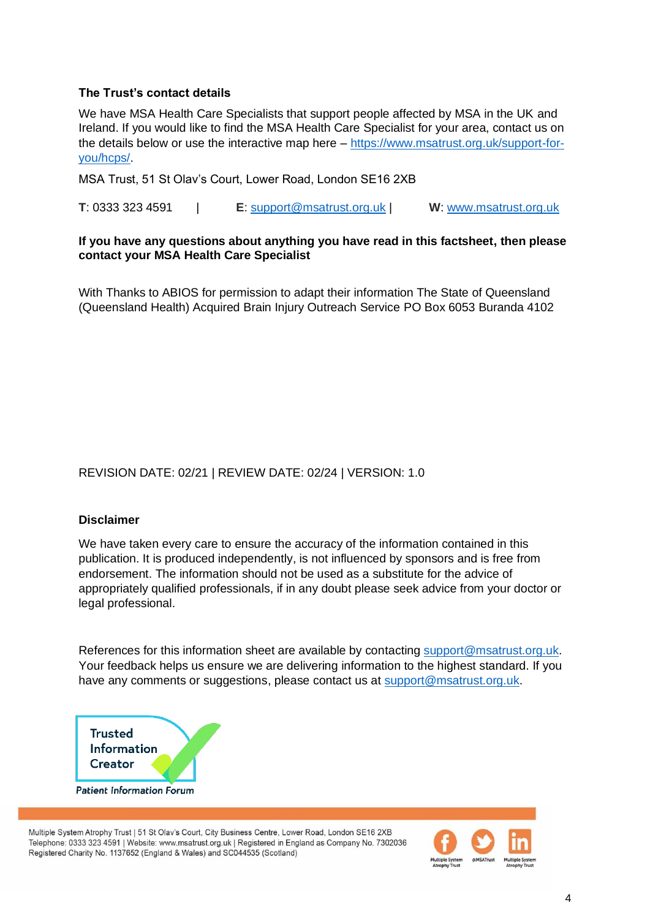### The Trust's contact details

We have MSA Health Care Specialists that support people affected by MSA in the UK and Ireland. If you would like to find the MSA Health Care Specialist for your area, contact us on the details below or use the interactive map here – https://www.msatrust.org.uk/support-for-you/hcps/.

MSA Trust, 51 St Olav's Court, Lower Road, London SE16 2XB

**T**: 0333 323 4591 | **E**: support@msatrust.org.uk | **W**: www.msatrust.org.uk

**If you have any questions about anything you have read in this factsheet, then please contact your MSA Health Care Specialist**

With Thanks to ABIOS for permission to adapt their information The State of Queensland (Queensland Health) Acquired Brain Injury Outreach Service PO Box 6053 Buranda 4102

REVISION DATE: 02/21 | REVIEW DATE: 02/24 | VERSION: 1.0

### Disclaimer

We have taken every care to ensure the accuracy of the information contained in this publication. It is produced independently, is not influenced by sponsors and is free from endorsement. The information should not be used as a substitute for the advice of appropriately qualified professionals, if in any doubt please seek advice from your doctor or legal professional.

References for this information sheet are available by contacting support@msatrust.org.uk. Your feedback helps us ensure we are delivering information to the highest standard. If you have any comments or suggestions, please contact us at support@msatrust.org.uk.

Trusted Information Creator

Patient Information Forum

Multiple System Atrophy Trust | 51 St Olav's Court, City Business Centre, Lower Road, London SE16 2XB
Telephone: 0333 323 4591 | Website: www.msatrust.org.uk | Registered in England as Company No. 7302036
Registered Charity No. 1137652 (England & Wales) and SC044535 (Scotland)